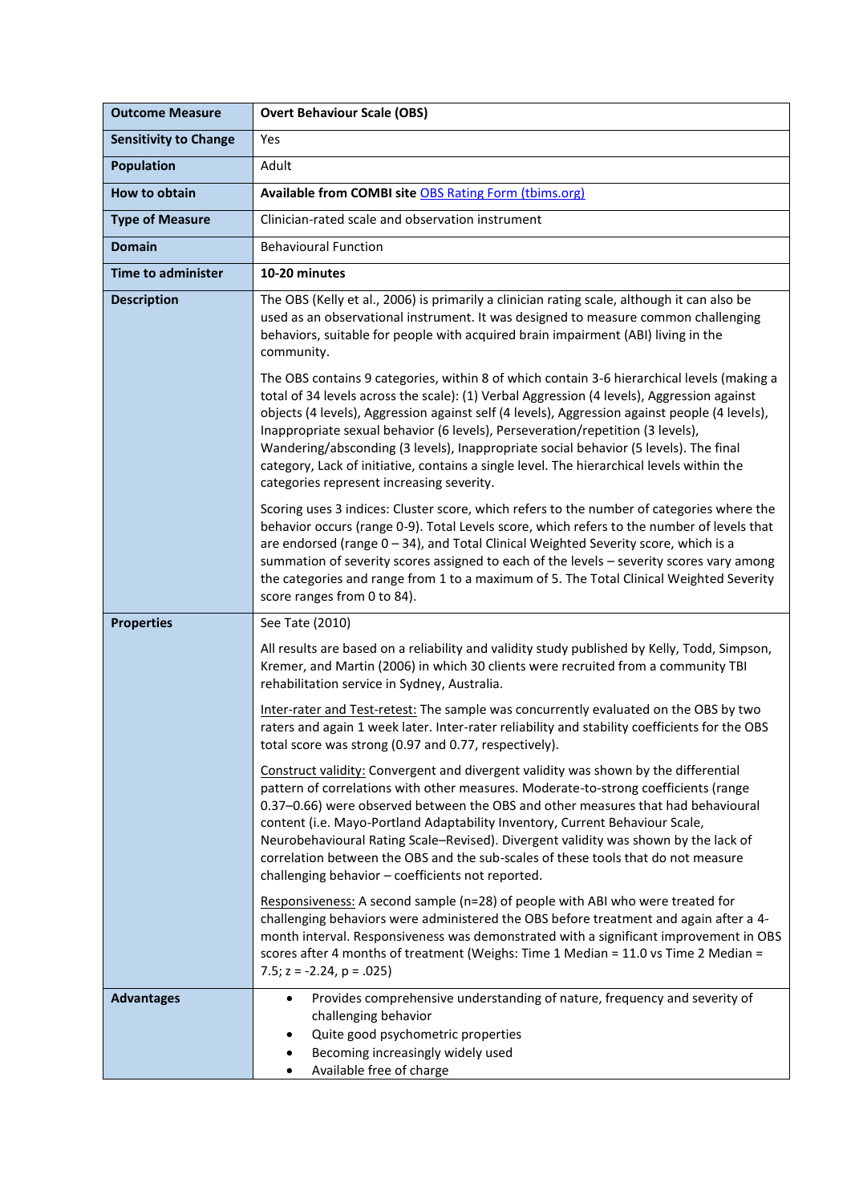| Outcome Measure | Overt Behaviour Scale (OBS) |
|---|---|
| **Sensitivity to Change** | Yes |
| **Population** | Adult |
| **How to obtain** | **Available from COMBI site** [OBS Rating Form (tbims.org)] |
| **Type of Measure** | Clinician-rated scale and observation instrument |
| **Domain** | Behavioural Function |
| **Time to administer** | **10-20 minutes** |
| **Description** | The OBS (Kelly et al., 2006) is primarily a clinician rating scale, although it can also be used as an observational instrument. It was designed to measure common challenging behaviors, suitable for people with acquired brain impairment (ABI) living in the community.<br><br>The OBS contains 9 categories, within 8 of which contain 3-6 hierarchical levels (making a total of 34 levels across the scale): (1) Verbal Aggression (4 levels), Aggression against objects (4 levels), Aggression against self (4 levels), Aggression against people (4 levels), Inappropriate sexual behavior (6 levels), Perseveration/repetition (3 levels), Wandering/absconding (3 levels), Inappropriate social behavior (5 levels). The final category, Lack of initiative, contains a single level. The hierarchical levels within the categories represent increasing severity.<br><br>Scoring uses 3 indices: Cluster score, which refers to the number of categories where the behavior occurs (range 0-9). Total Levels score, which refers to the number of levels that are endorsed (range 0 – 34), and Total Clinical Weighted Severity score, which is a summation of severity scores assigned to each of the levels – severity scores vary among the categories and range from 1 to a maximum of 5. The Total Clinical Weighted Severity score ranges from 0 to 84). |
| **Properties** | See Tate (2010)<br><br>All results are based on a reliability and validity study published by Kelly, Todd, Simpson, Kremer, and Martin (2006) in which 30 clients were recruited from a community TBI rehabilitation service in Sydney, Australia.<br><br>Inter-rater and Test-retest: The sample was concurrently evaluated on the OBS by two raters and again 1 week later. Inter-rater reliability and stability coefficients for the OBS total score was strong (0.97 and 0.77, respectively).<br><br>Construct validity: Convergent and divergent validity was shown by the differential pattern of correlations with other measures. Moderate-to-strong coefficients (range 0.37–0.66) were observed between the OBS and other measures that had behavioural content (i.e. Mayo-Portland Adaptability Inventory, Current Behaviour Scale, Neurobehavioural Rating Scale–Revised). Divergent validity was shown by the lack of correlation between the OBS and the sub-scales of these tools that do not measure challenging behavior – coefficients not reported.<br><br>Responsiveness: A second sample (n=28) of people with ABI who were treated for challenging behaviors were administered the OBS before treatment and again after a 4-month interval. Responsiveness was demonstrated with a significant improvement in OBS scores after 4 months of treatment (Weighs: Time 1 Median = 11.0 vs Time 2 Median = 7.5; $z = -2.24$, $p = .025$) |
| **Advantages** | • Provides comprehensive understanding of nature, frequency and severity of challenging behavior<br>• Quite good psychometric properties<br>• Becoming increasingly widely used<br>• Available free of charge |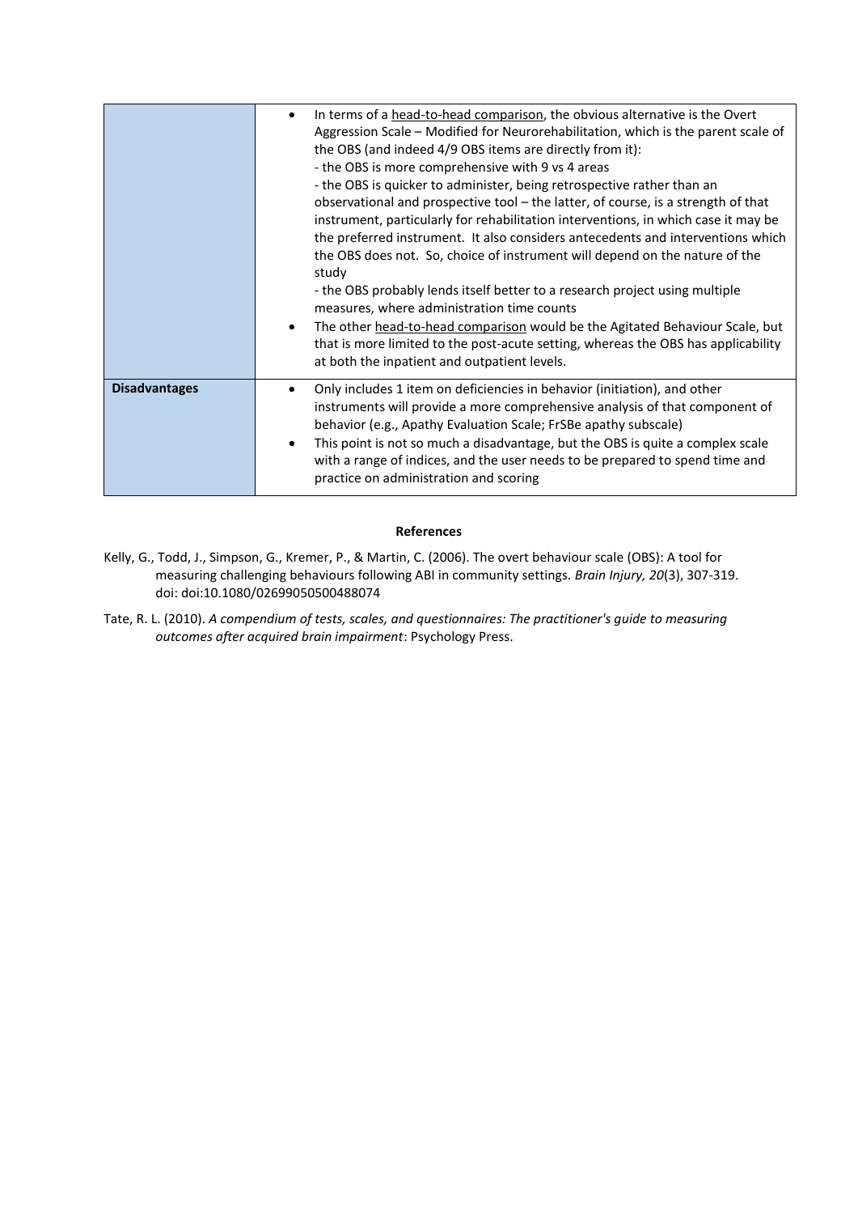| | |
|---|---|
| | • In terms of a head-to-head comparison, the obvious alternative is the Overt Aggression Scale – Modified for Neurorehabilitation, which is the parent scale of the OBS (and indeed 4/9 OBS items are directly from it):<br>- the OBS is more comprehensive with 9 vs 4 areas<br>- the OBS is quicker to administer, being retrospective rather than an observational and prospective tool – the latter, of course, is a strength of that instrument, particularly for rehabilitation interventions, in which case it may be the preferred instrument. It also considers antecedents and interventions which the OBS does not. So, choice of instrument will depend on the nature of the study<br>- the OBS probably lends itself better to a research project using multiple measures, where administration time counts<br>• The other head-to-head comparison would be the Agitated Behaviour Scale, but that is more limited to the post-acute setting, whereas the OBS has applicability at both the inpatient and outpatient levels. |
| **Disadvantages** | • Only includes 1 item on deficiencies in behavior (initiation), and other instruments will provide a more comprehensive analysis of that component of behavior (e.g., Apathy Evaluation Scale; FrSBe apathy subscale)<br>• This point is not so much a disadvantage, but the OBS is quite a complex scale with a range of indices, and the user needs to be prepared to spend time and practice on administration and scoring |

**References**

Kelly, G., Todd, J., Simpson, G., Kremer, P., & Martin, C. (2006). The overt behaviour scale (OBS): A tool for measuring challenging behaviours following ABI in community settings. *Brain Injury, 20*(3), 307-319. doi: doi:10.1080/02699050500488074

Tate, R. L. (2010). *A compendium of tests, scales, and questionnaires: The practitioner's guide to measuring outcomes after acquired brain impairment*: Psychology Press.